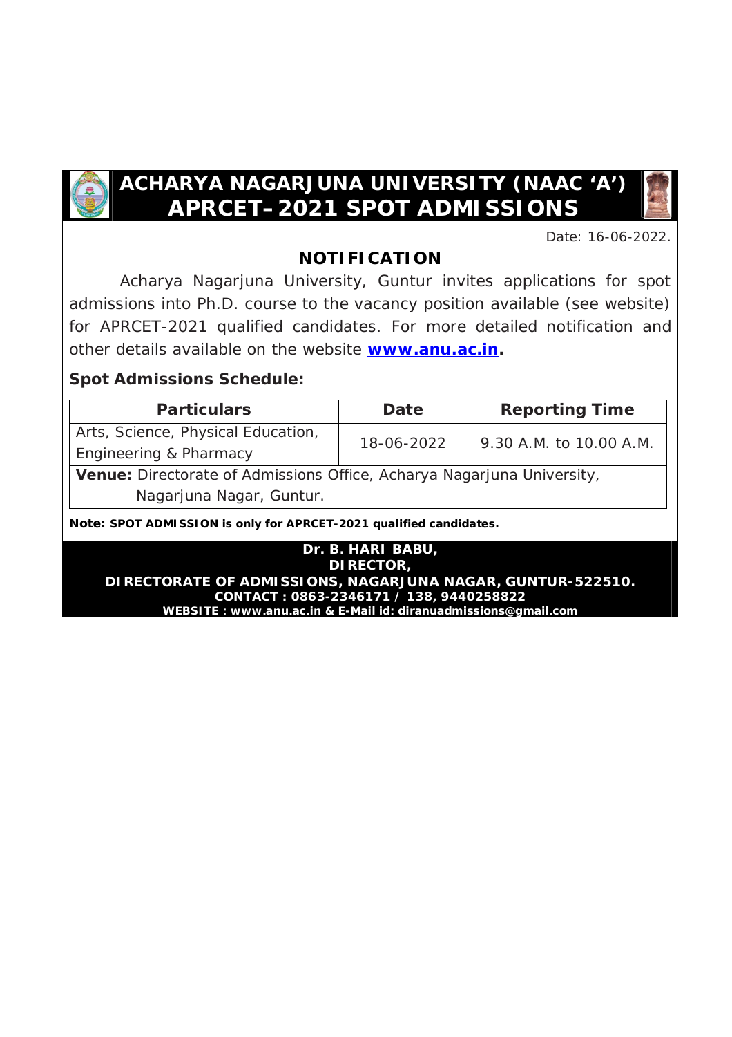# ACHARYA NAGARJUNA UNIVERSITY (NAAC 'A')
# APRCET–2021 SPOT ADMISSIONS

Date: 16-06-2022.

## NOTIFICATION

Acharya Nagarjuna University, Guntur invites applications for spot admissions into Ph.D. course to the vacancy position available (see website) for APRCET-2021 qualified candidates. For more detailed notification and other details available on the website **www.anu.ac.in.**

### Spot Admissions Schedule:

| Particulars | Date | Reporting Time |
|---|---|---|
| Arts, Science, Physical Education, Engineering & Pharmacy | 18-06-2022 | 9.30 A.M. to 10.00 A.M. |
| **Venue:** Directorate of Admissions Office, Acharya Nagarjuna University, Nagarjuna Nagar, Guntur. | | |

**Note: SPOT ADMISSION is only for APRCET-2021 qualified candidates.**

**Dr. B. HARI BABU,**
**DIRECTOR,**
**DIRECTORATE OF ADMISSIONS, NAGARJUNA NAGAR, GUNTUR-522510.**
**CONTACT : 0863-2346171 / 138, 9440258822**
**WEBSITE : www.anu.ac.in & E-Mail id: diranuadmissions@gmail.com**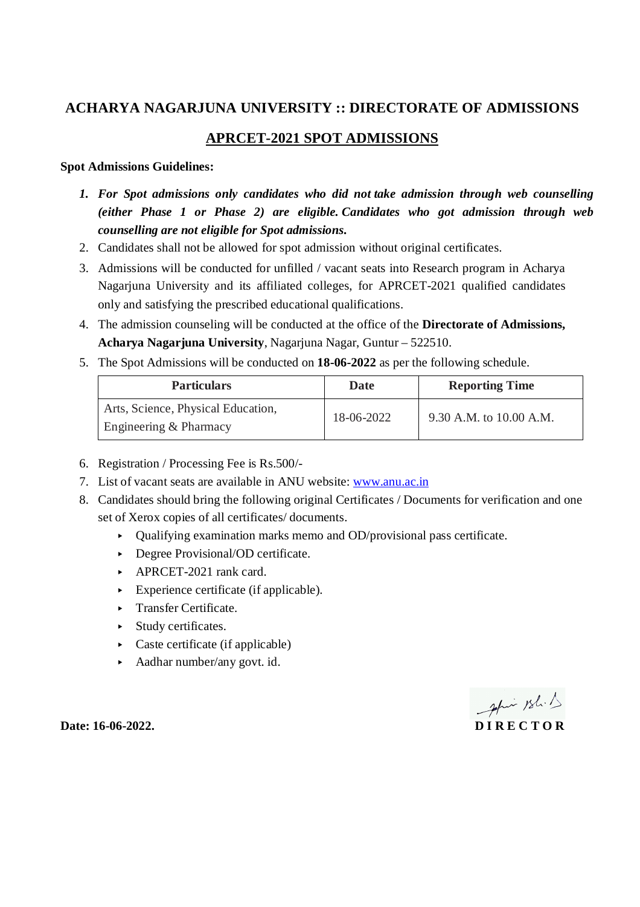# ACHARYA NAGARJUNA UNIVERSITY :: DIRECTORATE OF ADMISSIONS

## APRCET-2021 SPOT ADMISSIONS

**Spot Admissions Guidelines:**

1. ***For Spot admissions only candidates who did not take admission through web counselling (either Phase 1 or Phase 2) are eligible. Candidates who got admission through web counselling are not eligible for Spot admissions.***
2. Candidates shall not be allowed for spot admission without original certificates.
3. Admissions will be conducted for unfilled / vacant seats into Research program in Acharya Nagarjuna University and its affiliated colleges, for APRCET-2021 qualified candidates only and satisfying the prescribed educational qualifications.
4. The admission counseling will be conducted at the office of the **Directorate of Admissions, Acharya Nagarjuna University**, Nagarjuna Nagar, Guntur – 522510.
5. The Spot Admissions will be conducted on **18-06-2022** as per the following schedule.

| Particulars | Date | Reporting Time |
|---|---|---|
| Arts, Science, Physical Education, Engineering & Pharmacy | 18-06-2022 | 9.30 A.M. to 10.00 A.M. |

6. Registration / Processing Fee is Rs.500/-
7. List of vacant seats are available in ANU website: www.anu.ac.in
8. Candidates should bring the following original Certificates / Documents for verification and one set of Xerox copies of all certificates/ documents.
   - Qualifying examination marks memo and OD/provisional pass certificate.
   - Degree Provisional/OD certificate.
   - APRCET-2021 rank card.
   - Experience certificate (if applicable).
   - Transfer Certificate.
   - Study certificates.
   - Caste certificate (if applicable)
   - Aadhar number/any govt. id.

**Date: 16-06-2022.**

**DIRECTOR**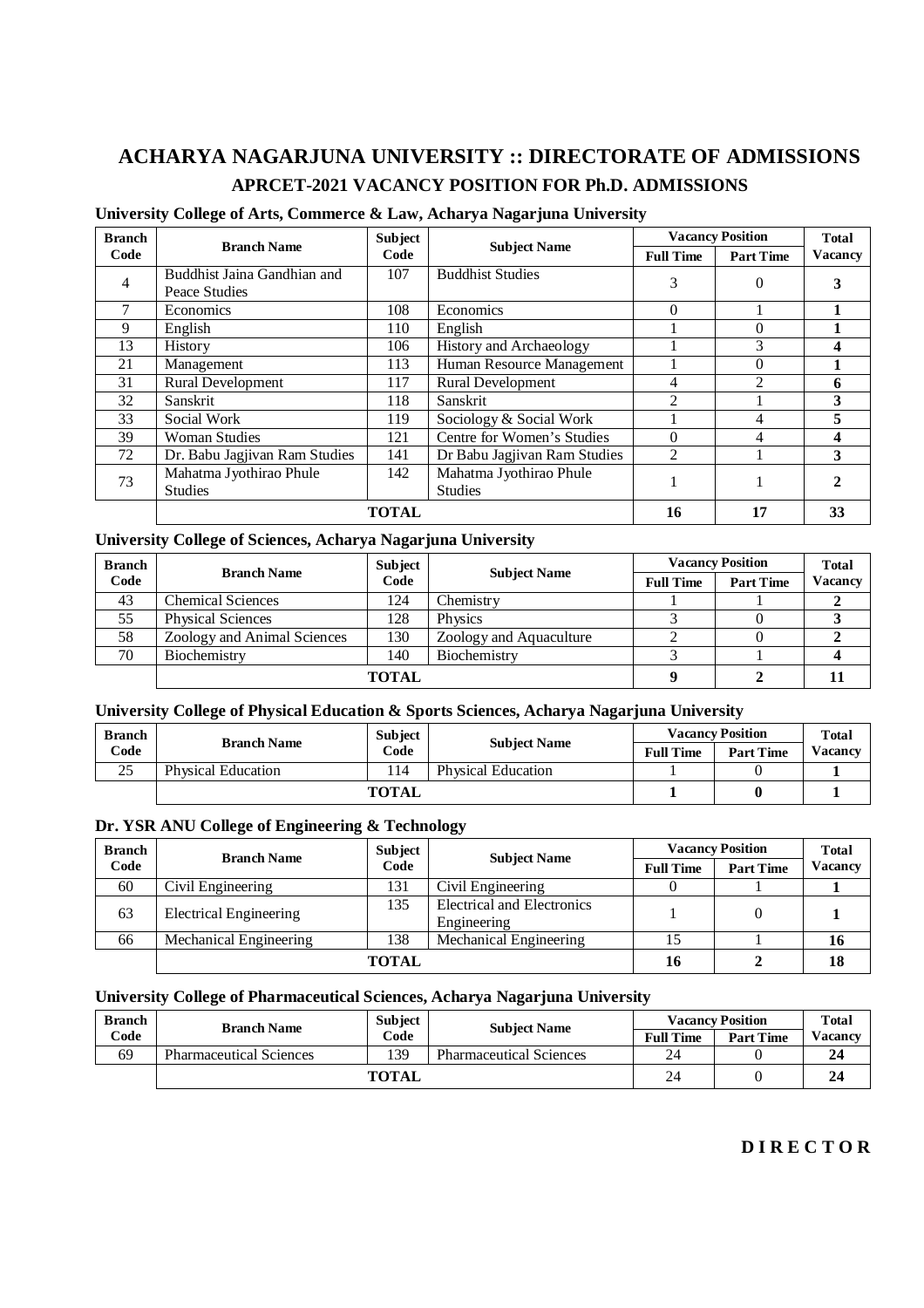# ACHARYA NAGARJUNA UNIVERSITY :: DIRECTORATE OF ADMISSIONS

## APRCET-2021 VACANCY POSITION FOR Ph.D. ADMISSIONS

### University College of Arts, Commerce & Law, Acharya Nagarjuna University

| Branch Code | Branch Name | Subject Code | Subject Name | Vacancy Position | | Total Vacancy |
|---|---|---|---|---|---|---|
| | | | | Full Time | Part Time | |
| 4 | Buddhist Jaina Gandhian and Peace Studies | 107 | Buddhist Studies | 3 | 0 | **3** |
| 7 | Economics | 108 | Economics | 0 | 1 | **1** |
| 9 | English | 110 | English | 1 | 0 | **1** |
| 13 | History | 106 | History and Archaeology | 1 | 3 | **4** |
| 21 | Management | 113 | Human Resource Management | 1 | 0 | **1** |
| 31 | Rural Development | 117 | Rural Development | 4 | 2 | **6** |
| 32 | Sanskrit | 118 | Sanskrit | 2 | 1 | **3** |
| 33 | Social Work | 119 | Sociology & Social Work | 1 | 4 | **5** |
| 39 | Woman Studies | 121 | Centre for Women's Studies | 0 | 4 | **4** |
| 72 | Dr. Babu Jagjivan Ram Studies | 141 | Dr Babu Jagjivan Ram Studies | 2 | 1 | **3** |
| 73 | Mahatma Jyothirao Phule Studies | 142 | Mahatma Jyothirao Phule Studies | 1 | 1 | **2** |
| | **TOTAL** | | | **16** | **17** | **33** |

### University College of Sciences, Acharya Nagarjuna University

| Branch Code | Branch Name | Subject Code | Subject Name | Vacancy Position | | Total Vacancy |
|---|---|---|---|---|---|---|
| | | | | Full Time | Part Time | |
| 43 | Chemical Sciences | 124 | Chemistry | 1 | 1 | **2** |
| 55 | Physical Sciences | 128 | Physics | 3 | 0 | **3** |
| 58 | Zoology and Animal Sciences | 130 | Zoology and Aquaculture | 2 | 0 | **2** |
| 70 | Biochemistry | 140 | Biochemistry | 3 | 1 | **4** |
| | **TOTAL** | | | **9** | **2** | **11** |

### University College of Physical Education & Sports Sciences, Acharya Nagarjuna University

| Branch Code | Branch Name | Subject Code | Subject Name | Vacancy Position | | Total Vacancy |
|---|---|---|---|---|---|---|
| | | | | Full Time | Part Time | |
| 25 | Physical Education | 114 | Physical Education | 1 | 0 | **1** |
| | **TOTAL** | | | **1** | **0** | **1** |

### Dr. YSR ANU College of Engineering & Technology

| Branch Code | Branch Name | Subject Code | Subject Name | Vacancy Position | | Total Vacancy |
|---|---|---|---|---|---|---|
| | | | | Full Time | Part Time | |
| 60 | Civil Engineering | 131 | Civil Engineering | 0 | 1 | **1** |
| 63 | Electrical Engineering | 135 | Electrical and Electronics Engineering | 1 | 0 | **1** |
| 66 | Mechanical Engineering | 138 | Mechanical Engineering | 15 | 1 | **16** |
| | **TOTAL** | | | **16** | **2** | **18** |

### University College of Pharmaceutical Sciences, Acharya Nagarjuna University

| Branch Code | Branch Name | Subject Code | Subject Name | Vacancy Position | | Total Vacancy |
|---|---|---|---|---|---|---|
| | | | | Full Time | Part Time | |
| 69 | Pharmaceutical Sciences | 139 | Pharmaceutical Sciences | 24 | 0 | **24** |
| | **TOTAL** | | | 24 | 0 | **24** |

**DIRECTOR**